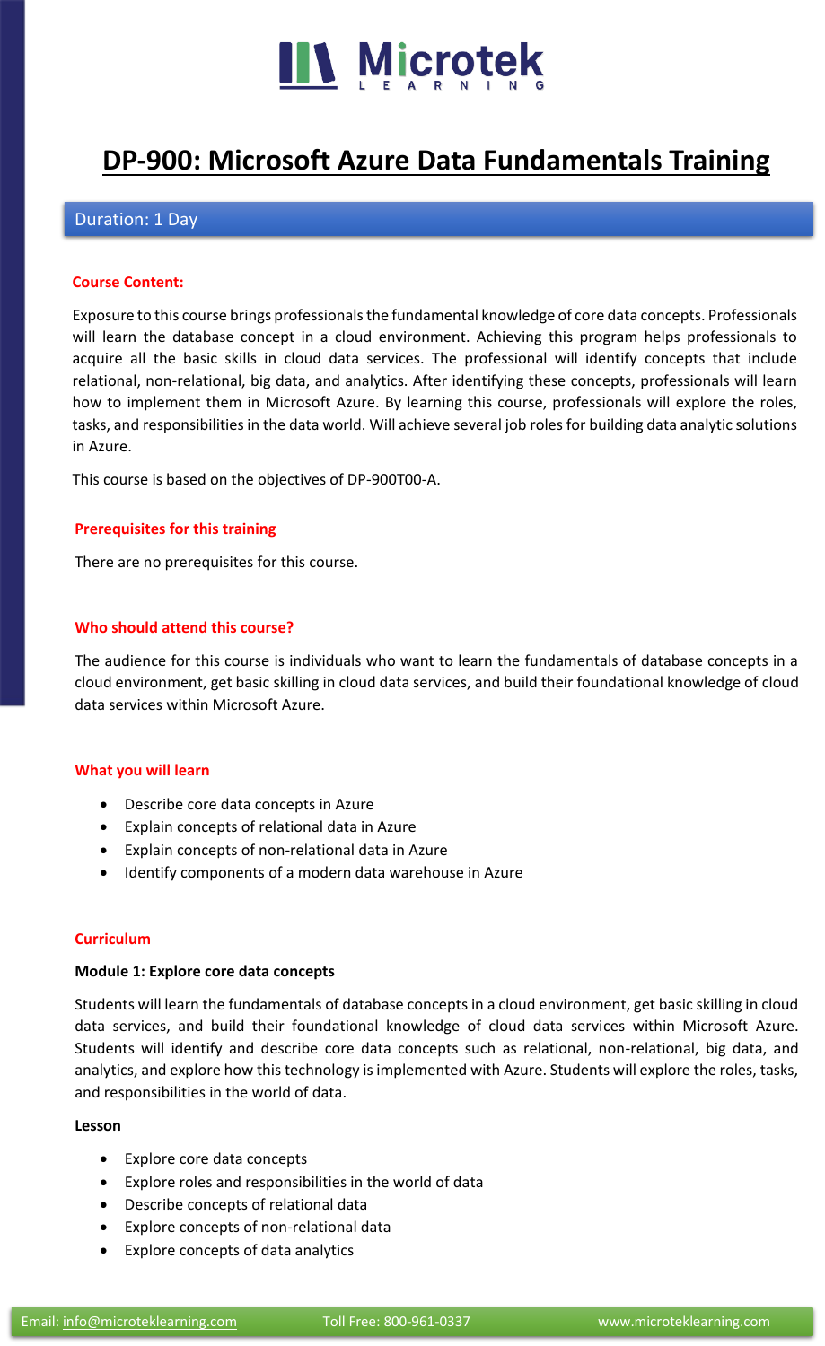# DP-900: Microsoft Azure Data Fundamentals Training

Duration: 1 Day

## Course Content:

Exposure to this course brings professionals the fundamental knowledge of core data concepts. Professionals will learn the database concept in a cloud environment. Achieving this program helps professionals to acquire all the basic skills in cloud data services. The professional will identify concepts that include relational, non-relational, big data, and analytics. After identifying these concepts, professionals will learn how to implement them in Microsoft Azure. By learning this course, professionals will explore the roles, tasks, and responsibilities in the data world. Will achieve several job roles for building data analytic solutions in Azure.

This course is based on the objectives of DP-900T00-A.

## Prerequisites for this training

There are no prerequisites for this course.

## Who should attend this course?

The audience for this course is individuals who want to learn the fundamentals of database concepts in a cloud environment, get basic skilling in cloud data services, and build their foundational knowledge of cloud data services within Microsoft Azure.

## What you will learn

- Describe core data concepts in Azure
- Explain concepts of relational data in Azure
- Explain concepts of non-relational data in Azure
- Identify components of a modern data warehouse in Azure

## Curriculum

### Module 1: Explore core data concepts

Students will learn the fundamentals of database concepts in a cloud environment, get basic skilling in cloud data services, and build their foundational knowledge of cloud data services within Microsoft Azure. Students will identify and describe core data concepts such as relational, non-relational, big data, and analytics, and explore how this technology is implemented with Azure. Students will explore the roles, tasks, and responsibilities in the world of data.

**Lesson**

- Explore core data concepts
- Explore roles and responsibilities in the world of data
- Describe concepts of relational data
- Explore concepts of non-relational data
- Explore concepts of data analytics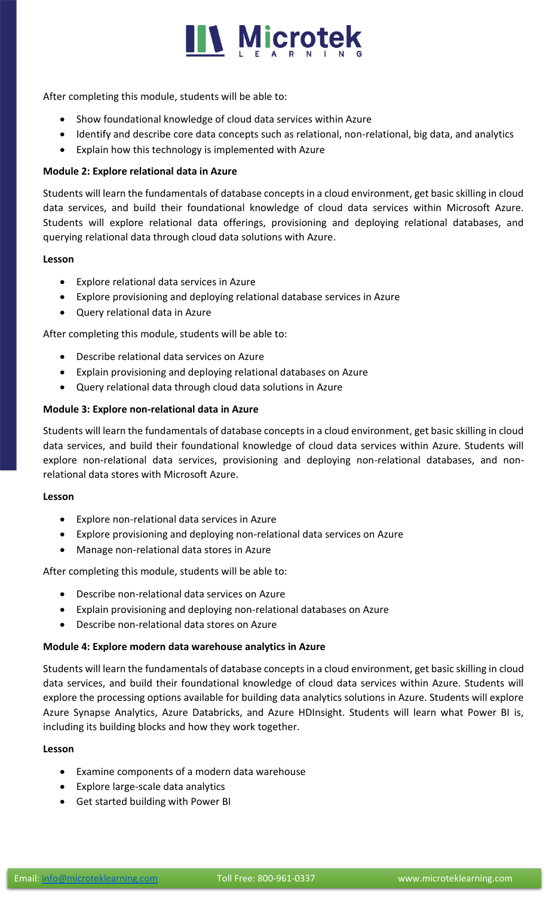After completing this module, students will be able to:

- Show foundational knowledge of cloud data services within Azure
- Identify and describe core data concepts such as relational, non-relational, big data, and analytics
- Explain how this technology is implemented with Azure

**Module 2: Explore relational data in Azure**

Students will learn the fundamentals of database concepts in a cloud environment, get basic skilling in cloud data services, and build their foundational knowledge of cloud data services within Microsoft Azure. Students will explore relational data offerings, provisioning and deploying relational databases, and querying relational data through cloud data solutions with Azure.

**Lesson**

- Explore relational data services in Azure
- Explore provisioning and deploying relational database services in Azure
- Query relational data in Azure

After completing this module, students will be able to:

- Describe relational data services on Azure
- Explain provisioning and deploying relational databases on Azure
- Query relational data through cloud data solutions in Azure

**Module 3: Explore non-relational data in Azure**

Students will learn the fundamentals of database concepts in a cloud environment, get basic skilling in cloud data services, and build their foundational knowledge of cloud data services within Azure. Students will explore non-relational data services, provisioning and deploying non-relational databases, and non-relational data stores with Microsoft Azure.

**Lesson**

- Explore non-relational data services in Azure
- Explore provisioning and deploying non-relational data services on Azure
- Manage non-relational data stores in Azure

After completing this module, students will be able to:

- Describe non-relational data services on Azure
- Explain provisioning and deploying non-relational databases on Azure
- Describe non-relational data stores on Azure

**Module 4: Explore modern data warehouse analytics in Azure**

Students will learn the fundamentals of database concepts in a cloud environment, get basic skilling in cloud data services, and build their foundational knowledge of cloud data services within Azure. Students will explore the processing options available for building data analytics solutions in Azure. Students will explore Azure Synapse Analytics, Azure Databricks, and Azure HDInsight. Students will learn what Power BI is, including its building blocks and how they work together.

**Lesson**

- Examine components of a modern data warehouse
- Explore large-scale data analytics
- Get started building with Power BI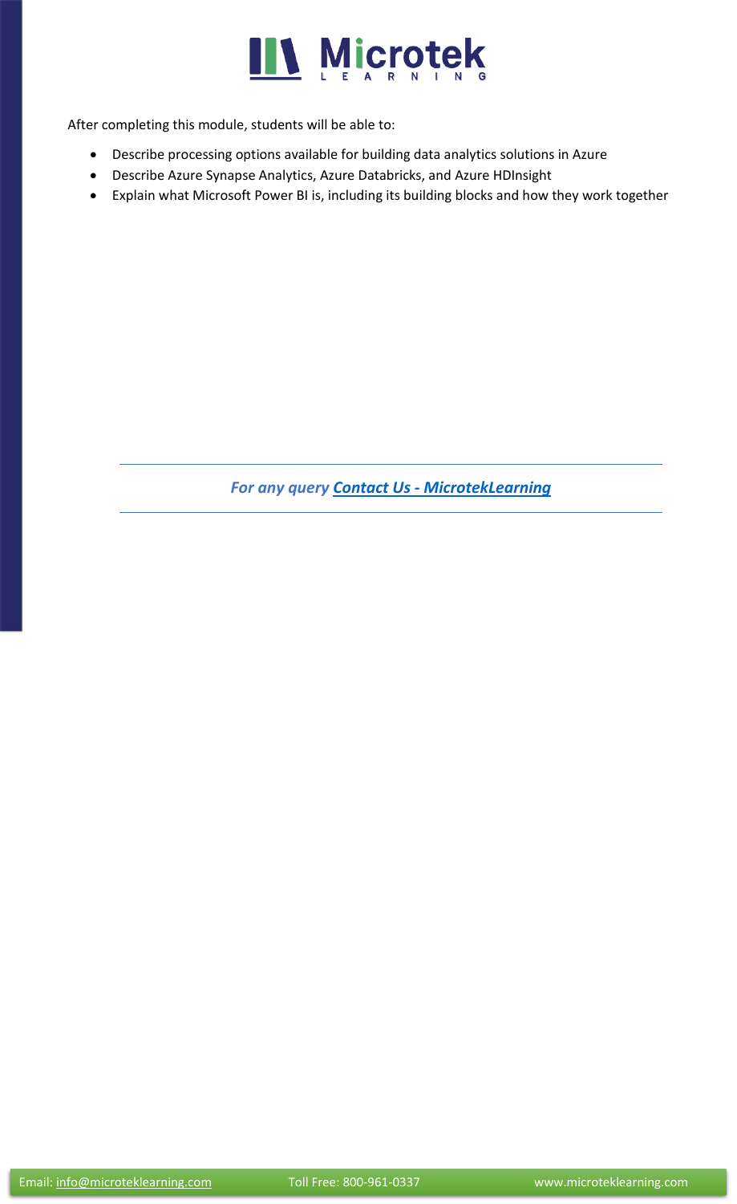After completing this module, students will be able to:

- Describe processing options available for building data analytics solutions in Azure
- Describe Azure Synapse Analytics, Azure Databricks, and Azure HDInsight
- Explain what Microsoft Power BI is, including its building blocks and how they work together

***For any query [Contact Us - MicrotekLearning]***